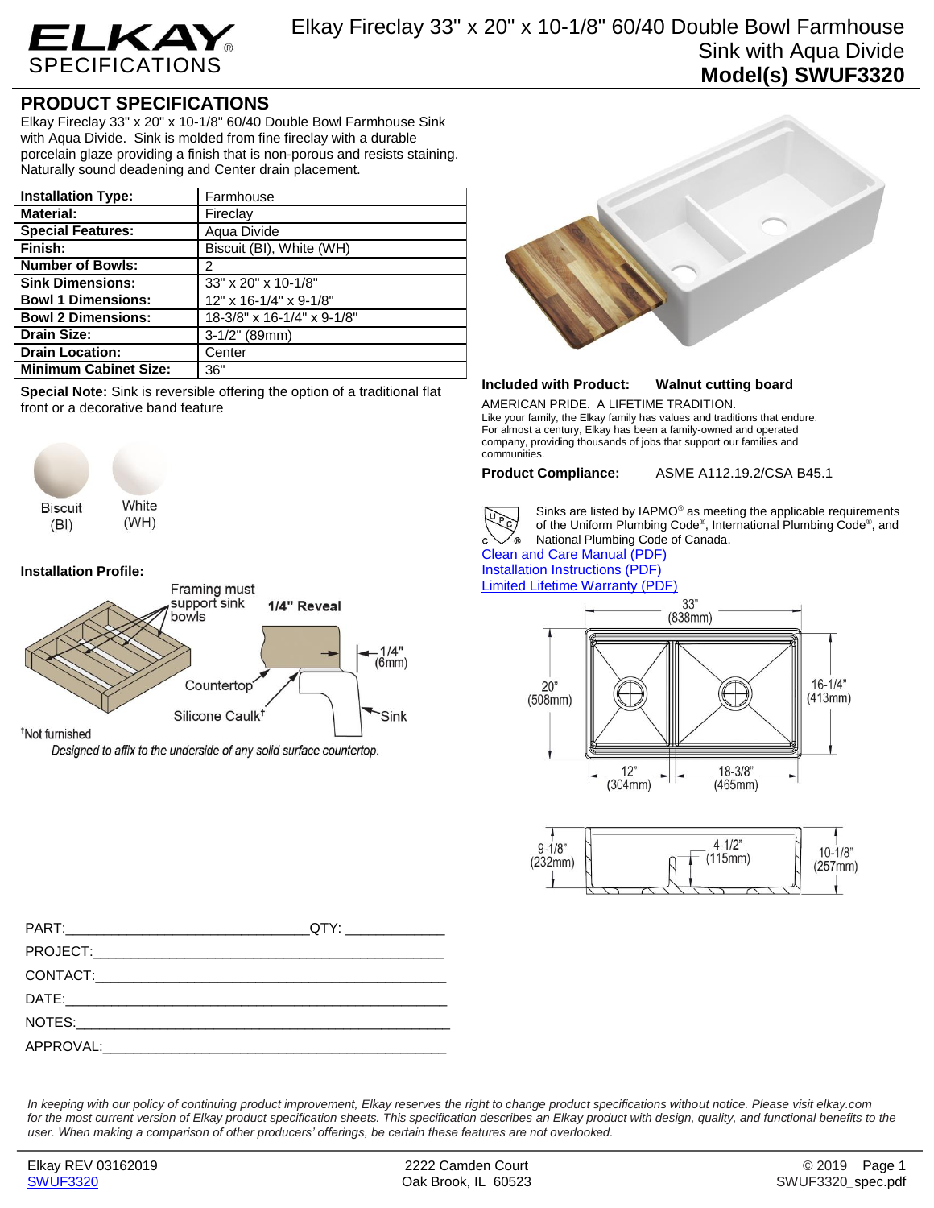# ELKAY SPECIFICATIONS

## Elkay Fireclay 33" x 20" x 10-1/8" 60/40 Double Bowl Farmhouse Sink with Aqua Divide

## Model(s) SWUF3320

## PRODUCT SPECIFICATIONS

Elkay Fireclay 33" x 20" x 10-1/8" 60/40 Double Bowl Farmhouse Sink with Aqua Divide. Sink is molded from fine fireclay with a durable porcelain glaze providing a finish that is non-porous and resists staining. Naturally sound deadening and Center drain placement.

| | |
|---|---|
| **Installation Type:** | Farmhouse |
| **Material:** | Fireclay |
| **Special Features:** | Aqua Divide |
| **Finish:** | Biscuit (BI), White (WH) |
| **Number of Bowls:** | 2 |
| **Sink Dimensions:** | 33" x 20" x 10-1/8" |
| **Bowl 1 Dimensions:** | 12" x 16-1/4" x 9-1/8" |
| **Bowl 2 Dimensions:** | 18-3/8" x 16-1/4" x 9-1/8" |
| **Drain Size:** | 3-1/2" (89mm) |
| **Drain Location:** | Center |
| **Minimum Cabinet Size:** | 36" |

**Special Note:** Sink is reversible offering the option of a traditional flat front or a decorative band feature

Biscuit (BI)    White (WH)

**Installation Profile:**

Framing must support sink bowls

**1/4" Reveal**

1/4" (6mm)

Countertop

Silicone Caulk†

Sink

†Not furnished

*Designed to affix to the underside of any solid surface countertop.*

**Included with Product:** **Walnut cutting board**

AMERICAN PRIDE. A LIFETIME TRADITION.
Like your family, the Elkay family has values and traditions that endure. For almost a century, Elkay has been a family-owned and operated company, providing thousands of jobs that support our families and communities.

**Product Compliance:** ASME A112.19.2/CSA B45.1

Sinks are listed by IAPMO® as meeting the applicable requirements of the Uniform Plumbing Code®, International Plumbing Code®, and National Plumbing Code of Canada.

[Clean and Care Manual (PDF)]
[Installation Instructions (PDF)]
[Limited Lifetime Warranty (PDF)]

33" (838mm)
20" (508mm)
16-1/4" (413mm)
12" (304mm)
18-3/8" (465mm)

9-1/8" (232mm)
4-1/2" (115mm)
10-1/8" (257mm)

PART:______________________________QTY: ____________

PROJECT:__________________________________________

CONTACT:__________________________________________

DATE:_____________________________________________

NOTES:____________________________________________

APPROVAL:_________________________________________

*In keeping with our policy of continuing product improvement, Elkay reserves the right to change product specifications without notice. Please visit elkay.com for the most current version of Elkay product specification sheets. This specification describes an Elkay product with design, quality, and functional benefits to the user. When making a comparison of other producers' offerings, be certain these features are not overlooked.*

Elkay REV 03162019
SWUF3320

2222 Camden Court
Oak Brook, IL 60523

© 2019
SWUF3320_spec.pdf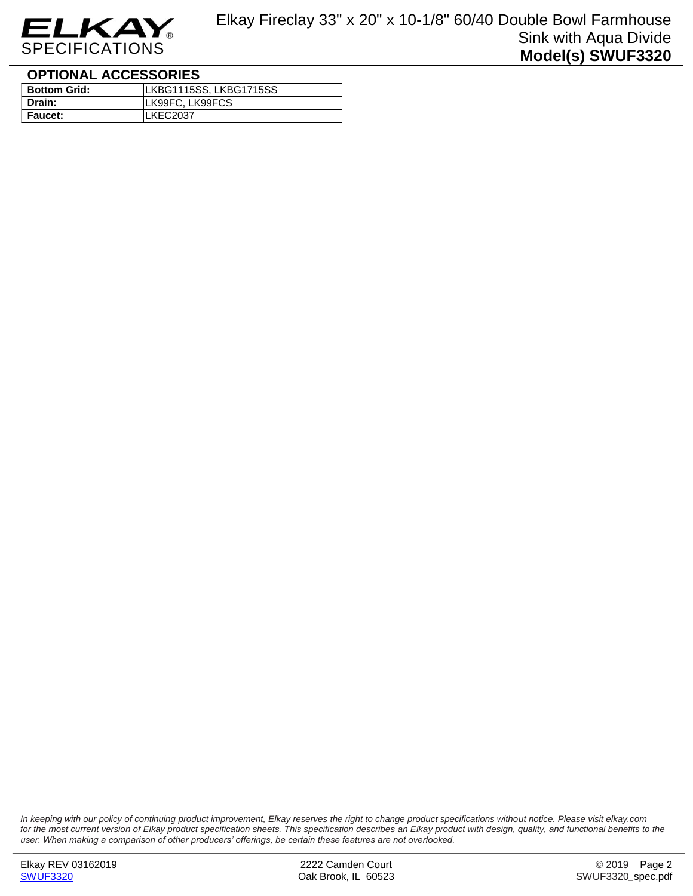## OPTIONAL ACCESSORIES

| | |
|---|---|
| **Bottom Grid:** | LKBG1115SS, LKBG1715SS |
| **Drain:** | LK99FC, LK99FCS |
| **Faucet:** | LKEC2037 |

*In keeping with our policy of continuing product improvement, Elkay reserves the right to change product specifications without notice. Please visit elkay.com for the most current version of Elkay product specification sheets. This specification describes an Elkay product with design, quality, and functional benefits to the user. When making a comparison of other producers' offerings, be certain these features are not overlooked.*